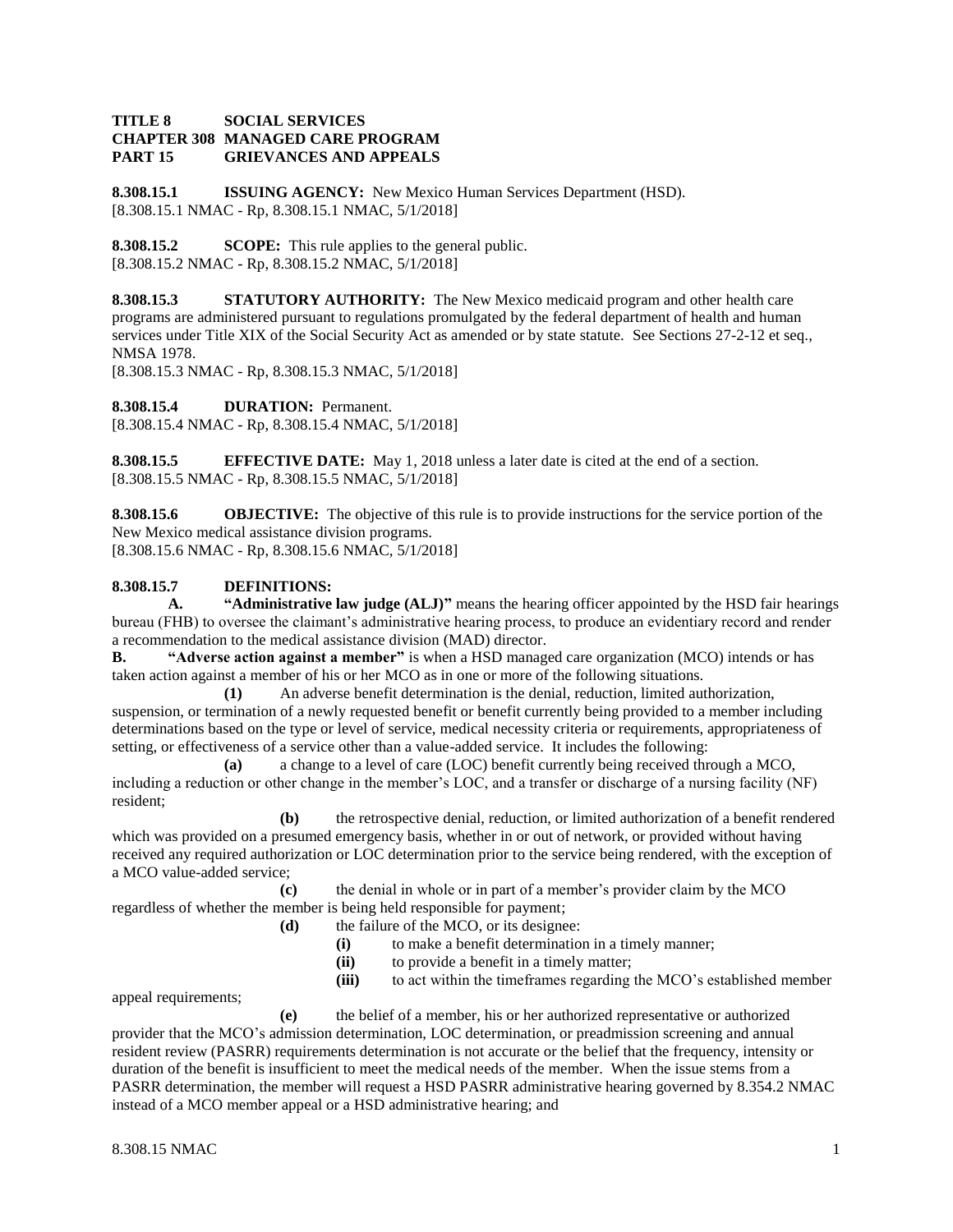**TITLE 8 SOCIAL SERVICES**
**CHAPTER 308 MANAGED CARE PROGRAM**
**PART 15 GRIEVANCES AND APPEALS**

**8.308.15.1 ISSUING AGENCY:** New Mexico Human Services Department (HSD).
[8.308.15.1 NMAC - Rp, 8.308.15.1 NMAC, 5/1/2018]

**8.308.15.2 SCOPE:** This rule applies to the general public.
[8.308.15.2 NMAC - Rp, 8.308.15.2 NMAC, 5/1/2018]

**8.308.15.3 STATUTORY AUTHORITY:** The New Mexico medicaid program and other health care programs are administered pursuant to regulations promulgated by the federal department of health and human services under Title XIX of the Social Security Act as amended or by state statute. See Sections 27-2-12 et seq., NMSA 1978.
[8.308.15.3 NMAC - Rp, 8.308.15.3 NMAC, 5/1/2018]

**8.308.15.4 DURATION:** Permanent.
[8.308.15.4 NMAC - Rp, 8.308.15.4 NMAC, 5/1/2018]

**8.308.15.5 EFFECTIVE DATE:** May 1, 2018 unless a later date is cited at the end of a section.
[8.308.15.5 NMAC - Rp, 8.308.15.5 NMAC, 5/1/2018]

**8.308.15.6 OBJECTIVE:** The objective of this rule is to provide instructions for the service portion of the New Mexico medical assistance division programs.
[8.308.15.6 NMAC - Rp, 8.308.15.6 NMAC, 5/1/2018]

**8.308.15.7 DEFINITIONS:**

**A. "Administrative law judge (ALJ)"** means the hearing officer appointed by the HSD fair hearings bureau (FHB) to oversee the claimant's administrative hearing process, to produce an evidentiary record and render a recommendation to the medical assistance division (MAD) director.

**B. "Adverse action against a member"** is when a HSD managed care organization (MCO) intends or has taken action against a member of his or her MCO as in one or more of the following situations.

**(1)** An adverse benefit determination is the denial, reduction, limited authorization, suspension, or termination of a newly requested benefit or benefit currently being provided to a member including determinations based on the type or level of service, medical necessity criteria or requirements, appropriateness of setting, or effectiveness of a service other than a value-added service. It includes the following:

**(a)** a change to a level of care (LOC) benefit currently being received through a MCO, including a reduction or other change in the member's LOC, and a transfer or discharge of a nursing facility (NF) resident;

**(b)** the retrospective denial, reduction, or limited authorization of a benefit rendered which was provided on a presumed emergency basis, whether in or out of network, or provided without having received any required authorization or LOC determination prior to the service being rendered, with the exception of a MCO value-added service;

**(c)** the denial in whole or in part of a member's provider claim by the MCO regardless of whether the member is being held responsible for payment;

**(d)** the failure of the MCO, or its designee:

**(i)** to make a benefit determination in a timely manner;

**(ii)** to provide a benefit in a timely matter;

**(iii)** to act within the timeframes regarding the MCO's established member appeal requirements;

**(e)** the belief of a member, his or her authorized representative or authorized provider that the MCO's admission determination, LOC determination, or preadmission screening and annual resident review (PASRR) requirements determination is not accurate or the belief that the frequency, intensity or duration of the benefit is insufficient to meet the medical needs of the member. When the issue stems from a PASRR determination, the member will request a HSD PASRR administrative hearing governed by 8.354.2 NMAC instead of a MCO member appeal or a HSD administrative hearing; and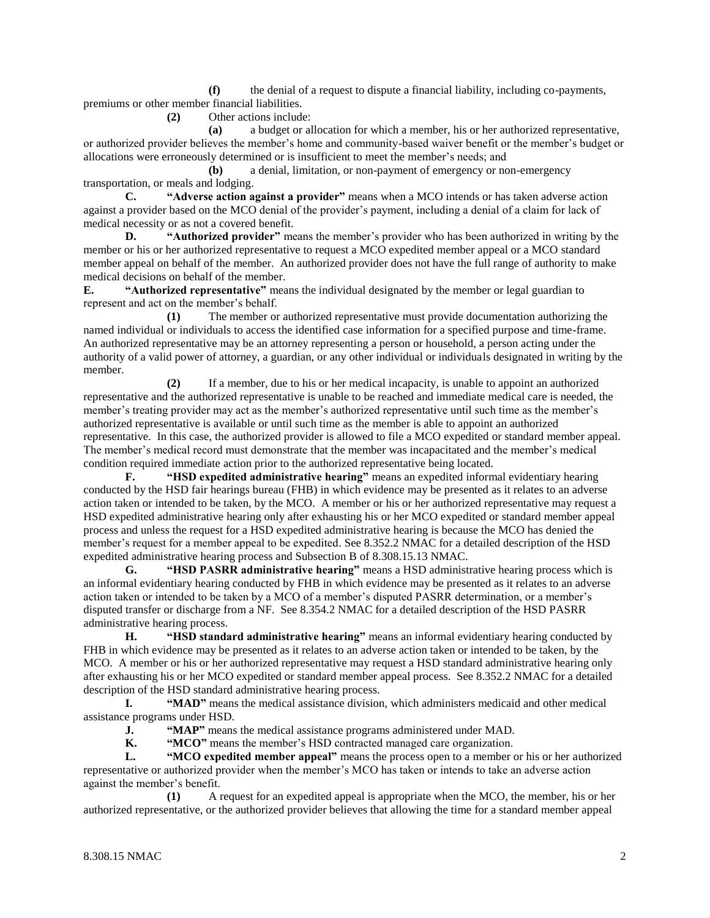**(f)** the denial of a request to dispute a financial liability, including co-payments, premiums or other member financial liabilities.

**(2)** Other actions include:

**(a)** a budget or allocation for which a member, his or her authorized representative, or authorized provider believes the member's home and community-based waiver benefit or the member's budget or allocations were erroneously determined or is insufficient to meet the member's needs; and

**(b)** a denial, limitation, or non-payment of emergency or non-emergency transportation, or meals and lodging.

**C. "Adverse action against a provider"** means when a MCO intends or has taken adverse action against a provider based on the MCO denial of the provider's payment, including a denial of a claim for lack of medical necessity or as not a covered benefit.

**D. "Authorized provider"** means the member's provider who has been authorized in writing by the member or his or her authorized representative to request a MCO expedited member appeal or a MCO standard member appeal on behalf of the member. An authorized provider does not have the full range of authority to make medical decisions on behalf of the member.

**E. "Authorized representative"** means the individual designated by the member or legal guardian to represent and act on the member's behalf.

**(1)** The member or authorized representative must provide documentation authorizing the named individual or individuals to access the identified case information for a specified purpose and time-frame. An authorized representative may be an attorney representing a person or household, a person acting under the authority of a valid power of attorney, a guardian, or any other individual or individuals designated in writing by the member.

**(2)** If a member, due to his or her medical incapacity, is unable to appoint an authorized representative and the authorized representative is unable to be reached and immediate medical care is needed, the member's treating provider may act as the member's authorized representative until such time as the member's authorized representative is available or until such time as the member is able to appoint an authorized representative. In this case, the authorized provider is allowed to file a MCO expedited or standard member appeal. The member's medical record must demonstrate that the member was incapacitated and the member's medical condition required immediate action prior to the authorized representative being located.

**F. "HSD expedited administrative hearing"** means an expedited informal evidentiary hearing conducted by the HSD fair hearings bureau (FHB) in which evidence may be presented as it relates to an adverse action taken or intended to be taken, by the MCO. A member or his or her authorized representative may request a HSD expedited administrative hearing only after exhausting his or her MCO expedited or standard member appeal process and unless the request for a HSD expedited administrative hearing is because the MCO has denied the member's request for a member appeal to be expedited. See 8.352.2 NMAC for a detailed description of the HSD expedited administrative hearing process and Subsection B of 8.308.15.13 NMAC.

**G. "HSD PASRR administrative hearing"** means a HSD administrative hearing process which is an informal evidentiary hearing conducted by FHB in which evidence may be presented as it relates to an adverse action taken or intended to be taken by a MCO of a member's disputed PASRR determination, or a member's disputed transfer or discharge from a NF. See 8.354.2 NMAC for a detailed description of the HSD PASRR administrative hearing process.

**H. "HSD standard administrative hearing"** means an informal evidentiary hearing conducted by FHB in which evidence may be presented as it relates to an adverse action taken or intended to be taken, by the MCO. A member or his or her authorized representative may request a HSD standard administrative hearing only after exhausting his or her MCO expedited or standard member appeal process. See 8.352.2 NMAC for a detailed description of the HSD standard administrative hearing process.

**I. "MAD"** means the medical assistance division, which administers medicaid and other medical assistance programs under HSD.

**J. "MAP"** means the medical assistance programs administered under MAD.

**K. "MCO"** means the member's HSD contracted managed care organization.

**L. "MCO expedited member appeal"** means the process open to a member or his or her authorized representative or authorized provider when the member's MCO has taken or intends to take an adverse action against the member's benefit.

**(1)** A request for an expedited appeal is appropriate when the MCO, the member, his or her authorized representative, or the authorized provider believes that allowing the time for a standard member appeal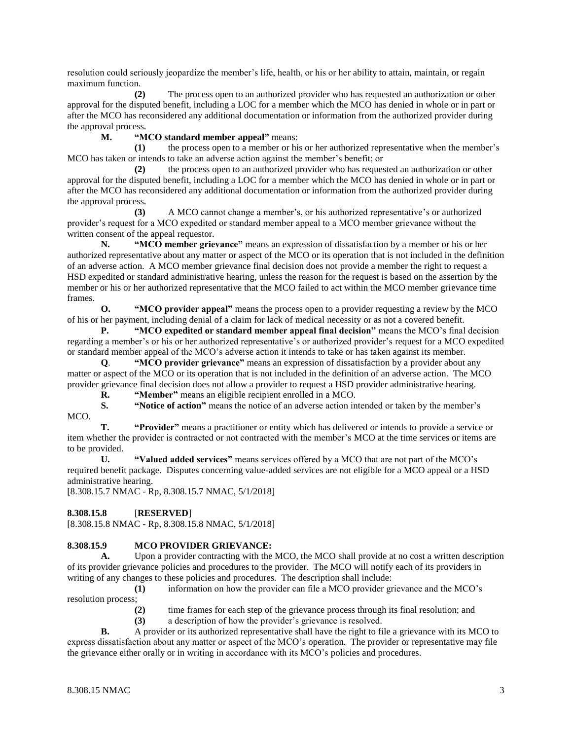resolution could seriously jeopardize the member's life, health, or his or her ability to attain, maintain, or regain maximum function.

**(2)** The process open to an authorized provider who has requested an authorization or other approval for the disputed benefit, including a LOC for a member which the MCO has denied in whole or in part or after the MCO has reconsidered any additional documentation or information from the authorized provider during the approval process.

**M. "MCO standard member appeal"** means:

**(1)** the process open to a member or his or her authorized representative when the member's MCO has taken or intends to take an adverse action against the member's benefit; or

**(2)** the process open to an authorized provider who has requested an authorization or other approval for the disputed benefit, including a LOC for a member which the MCO has denied in whole or in part or after the MCO has reconsidered any additional documentation or information from the authorized provider during the approval process.

**(3)** A MCO cannot change a member's, or his authorized representative's or authorized provider's request for a MCO expedited or standard member appeal to a MCO member grievance without the written consent of the appeal requestor.

**N. "MCO member grievance"** means an expression of dissatisfaction by a member or his or her authorized representative about any matter or aspect of the MCO or its operation that is not included in the definition of an adverse action. A MCO member grievance final decision does not provide a member the right to request a HSD expedited or standard administrative hearing, unless the reason for the request is based on the assertion by the member or his or her authorized representative that the MCO failed to act within the MCO member grievance time frames.

**O. "MCO provider appeal"** means the process open to a provider requesting a review by the MCO of his or her payment, including denial of a claim for lack of medical necessity or as not a covered benefit.

**P. "MCO expedited or standard member appeal final decision"** means the MCO's final decision regarding a member's or his or her authorized representative's or authorized provider's request for a MCO expedited or standard member appeal of the MCO's adverse action it intends to take or has taken against its member.

**Q. "MCO provider grievance"** means an expression of dissatisfaction by a provider about any matter or aspect of the MCO or its operation that is not included in the definition of an adverse action. The MCO provider grievance final decision does not allow a provider to request a HSD provider administrative hearing.

**R. "Member"** means an eligible recipient enrolled in a MCO.

**S. "Notice of action"** means the notice of an adverse action intended or taken by the member's MCO.

**T. "Provider"** means a practitioner or entity which has delivered or intends to provide a service or item whether the provider is contracted or not contracted with the member's MCO at the time services or items are to be provided.

**U. "Valued added services"** means services offered by a MCO that are not part of the MCO's required benefit package. Disputes concerning value-added services are not eligible for a MCO appeal or a HSD administrative hearing.

[8.308.15.7 NMAC - Rp, 8.308.15.7 NMAC, 5/1/2018]

**8.308.15.8** [**RESERVED**]

[8.308.15.8 NMAC - Rp, 8.308.15.8 NMAC, 5/1/2018]

**8.308.15.9 MCO PROVIDER GRIEVANCE:**

**A.** Upon a provider contracting with the MCO, the MCO shall provide at no cost a written description of its provider grievance policies and procedures to the provider. The MCO will notify each of its providers in writing of any changes to these policies and procedures. The description shall include:

**(1)** information on how the provider can file a MCO provider grievance and the MCO's resolution process;

**(2)** time frames for each step of the grievance process through its final resolution; and

**(3)** a description of how the provider's grievance is resolved.

**B.** A provider or its authorized representative shall have the right to file a grievance with its MCO to express dissatisfaction about any matter or aspect of the MCO's operation. The provider or representative may file the grievance either orally or in writing in accordance with its MCO's policies and procedures.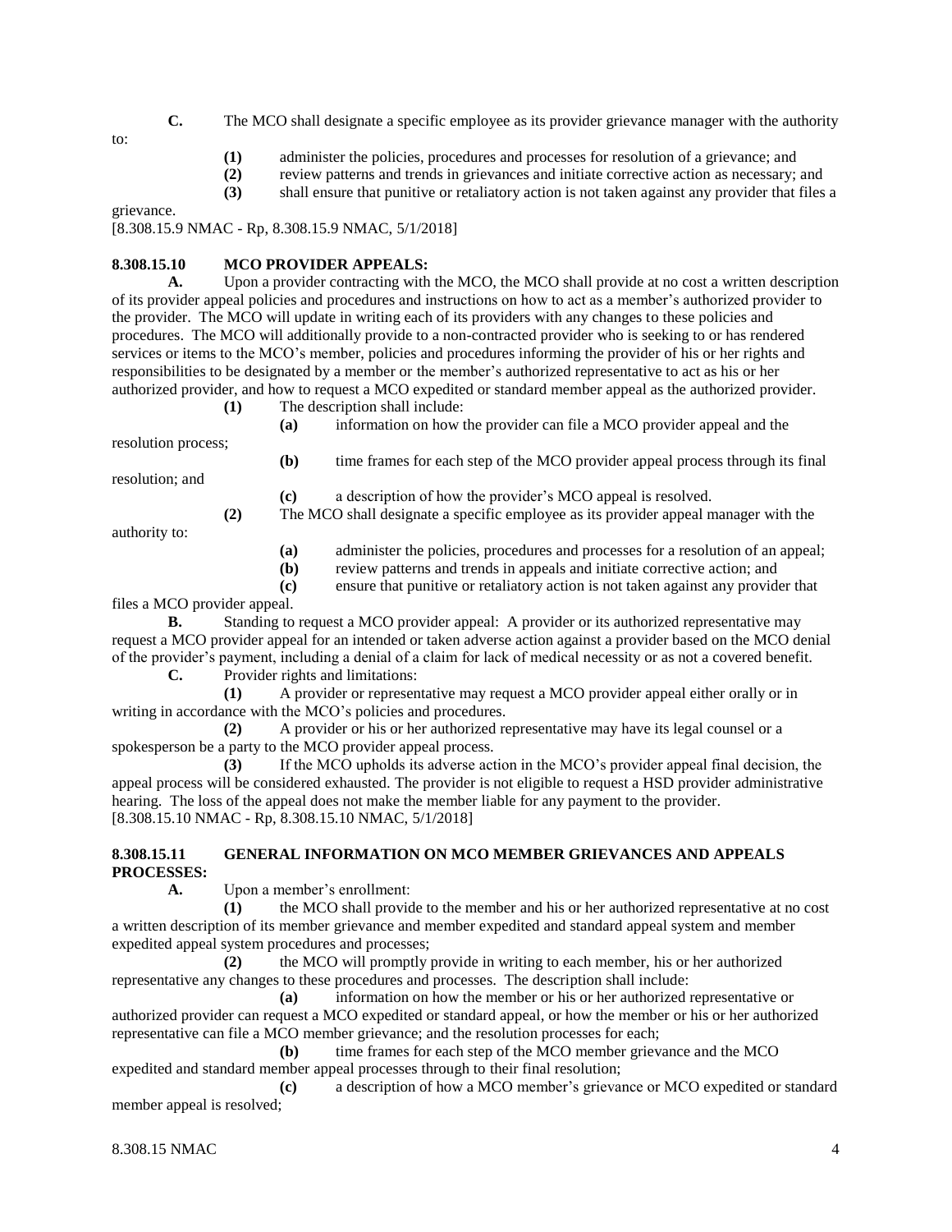**C.** The MCO shall designate a specific employee as its provider grievance manager with the authority to:

**(1)** administer the policies, procedures and processes for resolution of a grievance; and

**(2)** review patterns and trends in grievances and initiate corrective action as necessary; and

**(3)** shall ensure that punitive or retaliatory action is not taken against any provider that files a grievance.

[8.308.15.9 NMAC - Rp, 8.308.15.9 NMAC, 5/1/2018]

**8.308.15.10 MCO PROVIDER APPEALS:**

**A.** Upon a provider contracting with the MCO, the MCO shall provide at no cost a written description of its provider appeal policies and procedures and instructions on how to act as a member's authorized provider to the provider. The MCO will update in writing each of its providers with any changes to these policies and procedures. The MCO will additionally provide to a non-contracted provider who is seeking to or has rendered services or items to the MCO's member, policies and procedures informing the provider of his or her rights and responsibilities to be designated by a member or the member's authorized representative to act as his or her authorized provider, and how to request a MCO expedited or standard member appeal as the authorized provider.

**(1)** The description shall include:

**(a)** information on how the provider can file a MCO provider appeal and the resolution process;

**(b)** time frames for each step of the MCO provider appeal process through its final resolution; and

**(c)** a description of how the provider's MCO appeal is resolved.

**(2)** The MCO shall designate a specific employee as its provider appeal manager with the authority to:

**(a)** administer the policies, procedures and processes for a resolution of an appeal;

**(b)** review patterns and trends in appeals and initiate corrective action; and

**(c)** ensure that punitive or retaliatory action is not taken against any provider that files a MCO provider appeal.

**B.** Standing to request a MCO provider appeal: A provider or its authorized representative may request a MCO provider appeal for an intended or taken adverse action against a provider based on the MCO denial of the provider's payment, including a denial of a claim for lack of medical necessity or as not a covered benefit.

**C.** Provider rights and limitations:

**(1)** A provider or representative may request a MCO provider appeal either orally or in writing in accordance with the MCO's policies and procedures.

**(2)** A provider or his or her authorized representative may have its legal counsel or a spokesperson be a party to the MCO provider appeal process.

**(3)** If the MCO upholds its adverse action in the MCO's provider appeal final decision, the appeal process will be considered exhausted. The provider is not eligible to request a HSD provider administrative hearing. The loss of the appeal does not make the member liable for any payment to the provider.

[8.308.15.10 NMAC - Rp, 8.308.15.10 NMAC, 5/1/2018]

**8.308.15.11 GENERAL INFORMATION ON MCO MEMBER GRIEVANCES AND APPEALS PROCESSES:**

**A.** Upon a member's enrollment:

**(1)** the MCO shall provide to the member and his or her authorized representative at no cost a written description of its member grievance and member expedited and standard appeal system and member expedited appeal system procedures and processes;

**(2)** the MCO will promptly provide in writing to each member, his or her authorized representative any changes to these procedures and processes. The description shall include:

**(a)** information on how the member or his or her authorized representative or authorized provider can request a MCO expedited or standard appeal, or how the member or his or her authorized representative can file a MCO member grievance; and the resolution processes for each;

**(b)** time frames for each step of the MCO member grievance and the MCO expedited and standard member appeal processes through to their final resolution;

**(c)** a description of how a MCO member's grievance or MCO expedited or standard member appeal is resolved;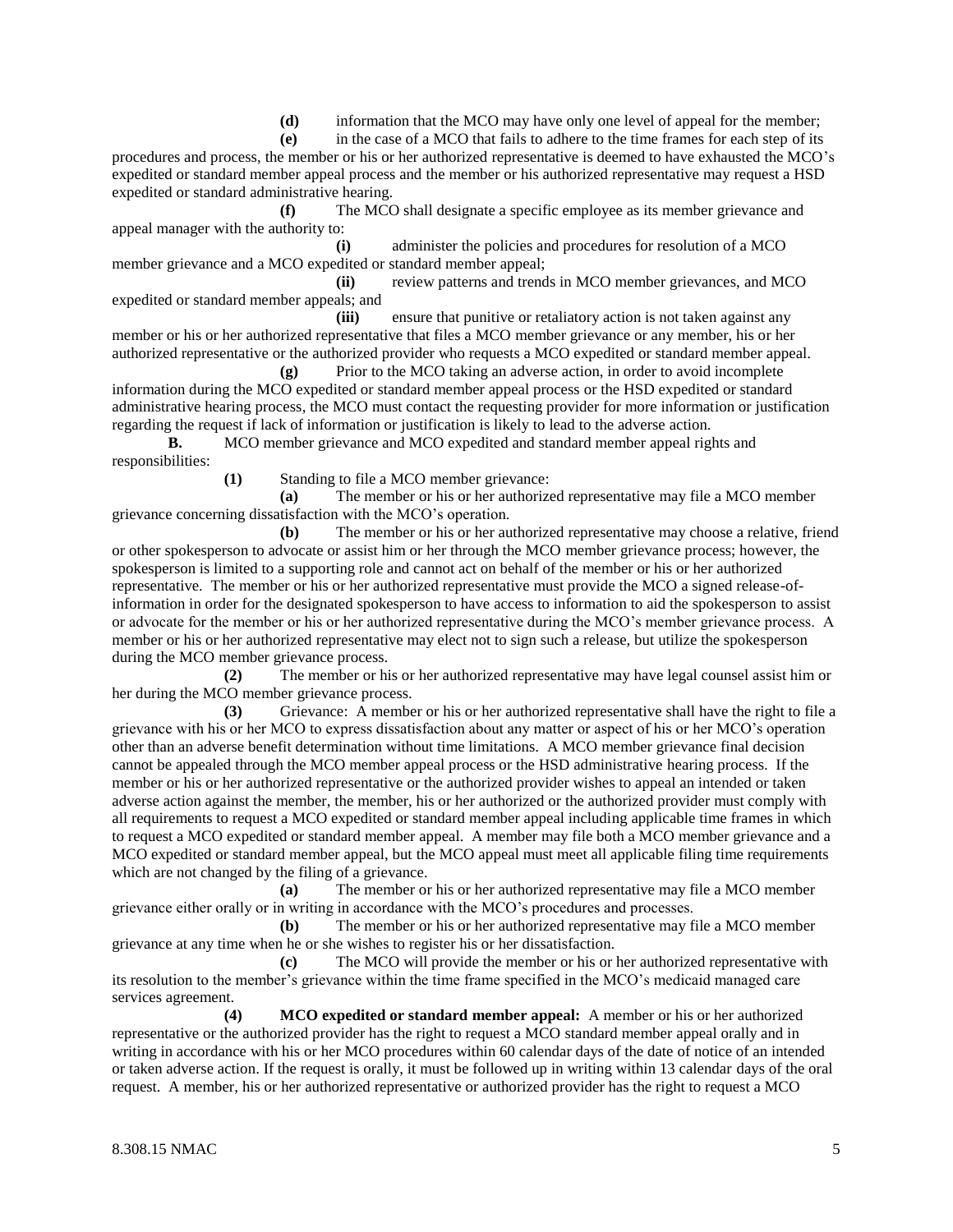**(d)** information that the MCO may have only one level of appeal for the member;

**(e)** in the case of a MCO that fails to adhere to the time frames for each step of its procedures and process, the member or his or her authorized representative is deemed to have exhausted the MCO's expedited or standard member appeal process and the member or his authorized representative may request a HSD expedited or standard administrative hearing.

**(f)** The MCO shall designate a specific employee as its member grievance and appeal manager with the authority to:

**(i)** administer the policies and procedures for resolution of a MCO member grievance and a MCO expedited or standard member appeal;

**(ii)** review patterns and trends in MCO member grievances, and MCO expedited or standard member appeals; and

**(iii)** ensure that punitive or retaliatory action is not taken against any member or his or her authorized representative that files a MCO member grievance or any member, his or her authorized representative or the authorized provider who requests a MCO expedited or standard member appeal.

**(g)** Prior to the MCO taking an adverse action, in order to avoid incomplete information during the MCO expedited or standard member appeal process or the HSD expedited or standard administrative hearing process, the MCO must contact the requesting provider for more information or justification regarding the request if lack of information or justification is likely to lead to the adverse action.

**B.** MCO member grievance and MCO expedited and standard member appeal rights and responsibilities:

**(1)** Standing to file a MCO member grievance:

**(a)** The member or his or her authorized representative may file a MCO member grievance concerning dissatisfaction with the MCO's operation.

**(b)** The member or his or her authorized representative may choose a relative, friend or other spokesperson to advocate or assist him or her through the MCO member grievance process; however, the spokesperson is limited to a supporting role and cannot act on behalf of the member or his or her authorized representative. The member or his or her authorized representative must provide the MCO a signed release-of-information in order for the designated spokesperson to have access to information to aid the spokesperson to assist or advocate for the member or his or her authorized representative during the MCO's member grievance process. A member or his or her authorized representative may elect not to sign such a release, but utilize the spokesperson during the MCO member grievance process.

**(2)** The member or his or her authorized representative may have legal counsel assist him or her during the MCO member grievance process.

**(3)** Grievance: A member or his or her authorized representative shall have the right to file a grievance with his or her MCO to express dissatisfaction about any matter or aspect of his or her MCO's operation other than an adverse benefit determination without time limitations. A MCO member grievance final decision cannot be appealed through the MCO member appeal process or the HSD administrative hearing process. If the member or his or her authorized representative or the authorized provider wishes to appeal an intended or taken adverse action against the member, the member, his or her authorized or the authorized provider must comply with all requirements to request a MCO expedited or standard member appeal including applicable time frames in which to request a MCO expedited or standard member appeal. A member may file both a MCO member grievance and a MCO expedited or standard member appeal, but the MCO appeal must meet all applicable filing time requirements which are not changed by the filing of a grievance.

**(a)** The member or his or her authorized representative may file a MCO member grievance either orally or in writing in accordance with the MCO's procedures and processes.

**(b)** The member or his or her authorized representative may file a MCO member grievance at any time when he or she wishes to register his or her dissatisfaction.

**(c)** The MCO will provide the member or his or her authorized representative with its resolution to the member's grievance within the time frame specified in the MCO's medicaid managed care services agreement.

**(4)** **MCO expedited or standard member appeal:** A member or his or her authorized representative or the authorized provider has the right to request a MCO standard member appeal orally and in writing in accordance with his or her MCO procedures within 60 calendar days of the date of notice of an intended or taken adverse action. If the request is orally, it must be followed up in writing within 13 calendar days of the oral request. A member, his or her authorized representative or authorized provider has the right to request a MCO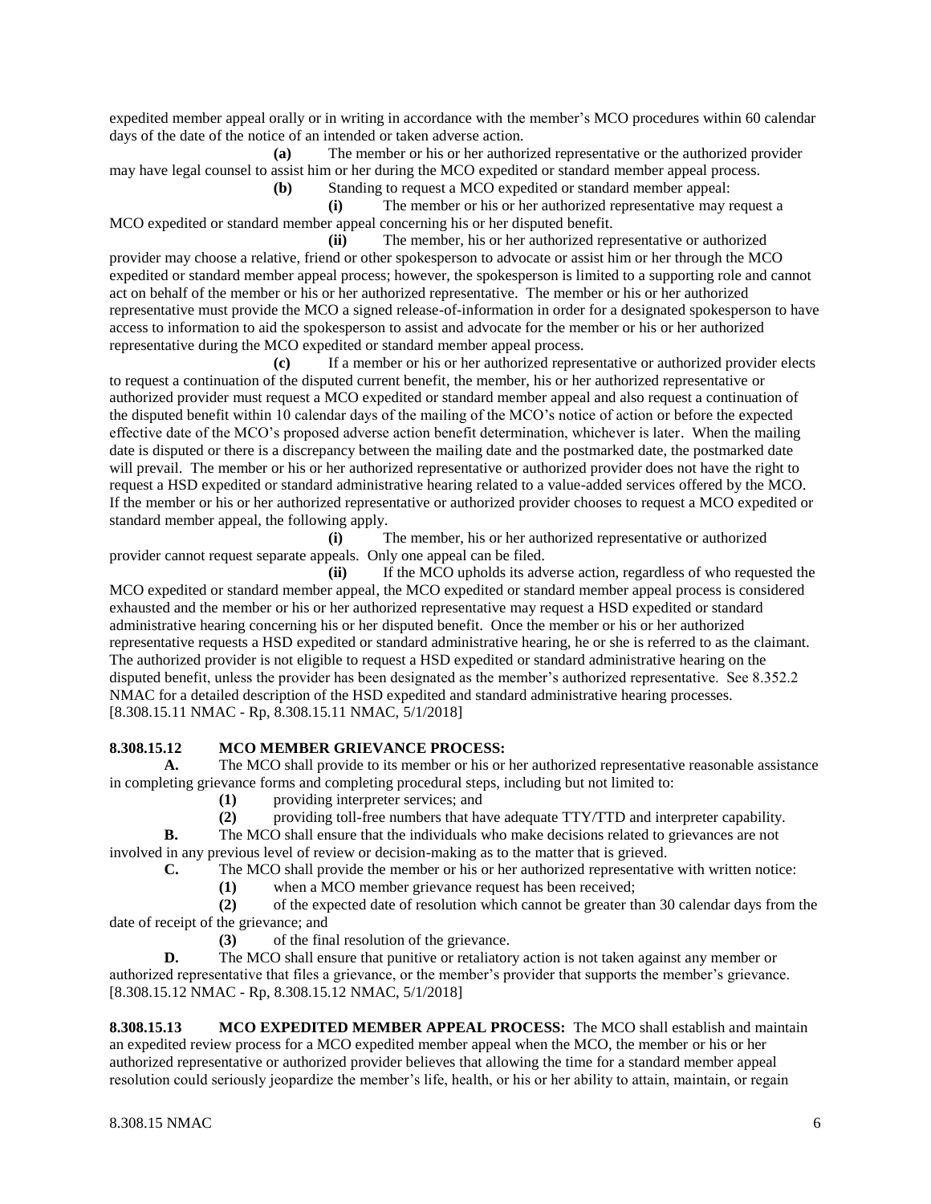expedited member appeal orally or in writing in accordance with the member's MCO procedures within 60 calendar days of the date of the notice of an intended or taken adverse action.

**(a)** The member or his or her authorized representative or the authorized provider may have legal counsel to assist him or her during the MCO expedited or standard member appeal process.

**(b)** Standing to request a MCO expedited or standard member appeal:

**(i)** The member or his or her authorized representative may request a MCO expedited or standard member appeal concerning his or her disputed benefit.

**(ii)** The member, his or her authorized representative or authorized provider may choose a relative, friend or other spokesperson to advocate or assist him or her through the MCO expedited or standard member appeal process; however, the spokesperson is limited to a supporting role and cannot act on behalf of the member or his or her authorized representative. The member or his or her authorized representative must provide the MCO a signed release-of-information in order for a designated spokesperson to have access to information to aid the spokesperson to assist and advocate for the member or his or her authorized representative during the MCO expedited or standard member appeal process.

**(c)** If a member or his or her authorized representative or authorized provider elects to request a continuation of the disputed current benefit, the member, his or her authorized representative or authorized provider must request a MCO expedited or standard member appeal and also request a continuation of the disputed benefit within 10 calendar days of the mailing of the MCO's notice of action or before the expected effective date of the MCO's proposed adverse action benefit determination, whichever is later. When the mailing date is disputed or there is a discrepancy between the mailing date and the postmarked date, the postmarked date will prevail. The member or his or her authorized representative or authorized provider does not have the right to request a HSD expedited or standard administrative hearing related to a value-added services offered by the MCO. If the member or his or her authorized representative or authorized provider chooses to request a MCO expedited or standard member appeal, the following apply.

**(i)** The member, his or her authorized representative or authorized provider cannot request separate appeals. Only one appeal can be filed.

**(ii)** If the MCO upholds its adverse action, regardless of who requested the MCO expedited or standard member appeal, the MCO expedited or standard member appeal process is considered exhausted and the member or his or her authorized representative may request a HSD expedited or standard administrative hearing concerning his or her disputed benefit. Once the member or his or her authorized representative requests a HSD expedited or standard administrative hearing, he or she is referred to as the claimant. The authorized provider is not eligible to request a HSD expedited or standard administrative hearing on the disputed benefit, unless the provider has been designated as the member's authorized representative. See 8.352.2 NMAC for a detailed description of the HSD expedited and standard administrative hearing processes.

[8.308.15.11 NMAC - Rp, 8.308.15.11 NMAC, 5/1/2018]

**8.308.15.12 MCO MEMBER GRIEVANCE PROCESS:**

**A.** The MCO shall provide to its member or his or her authorized representative reasonable assistance in completing grievance forms and completing procedural steps, including but not limited to:

**(1)** providing interpreter services; and

**(2)** providing toll-free numbers that have adequate TTY/TTD and interpreter capability.

**B.** The MCO shall ensure that the individuals who make decisions related to grievances are not involved in any previous level of review or decision-making as to the matter that is grieved.

**C.** The MCO shall provide the member or his or her authorized representative with written notice:

**(1)** when a MCO member grievance request has been received;

**(2)** of the expected date of resolution which cannot be greater than 30 calendar days from the date of receipt of the grievance; and

**(3)** of the final resolution of the grievance.

**D.** The MCO shall ensure that punitive or retaliatory action is not taken against any member or authorized representative that files a grievance, or the member's provider that supports the member's grievance.

[8.308.15.12 NMAC - Rp, 8.308.15.12 NMAC, 5/1/2018]

**8.308.15.13 MCO EXPEDITED MEMBER APPEAL PROCESS:** The MCO shall establish and maintain an expedited review process for a MCO expedited member appeal when the MCO, the member or his or her authorized representative or authorized provider believes that allowing the time for a standard member appeal resolution could seriously jeopardize the member's life, health, or his or her ability to attain, maintain, or regain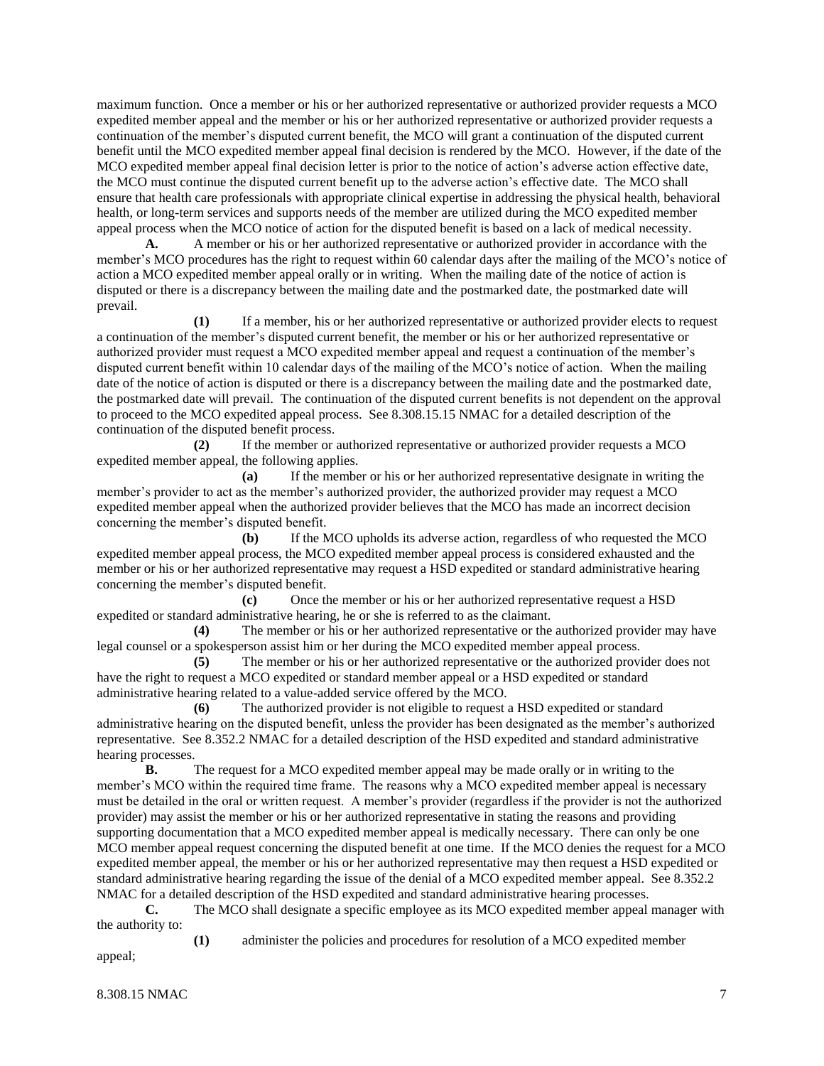maximum function. Once a member or his or her authorized representative or authorized provider requests a MCO expedited member appeal and the member or his or her authorized representative or authorized provider requests a continuation of the member's disputed current benefit, the MCO will grant a continuation of the disputed current benefit until the MCO expedited member appeal final decision is rendered by the MCO. However, if the date of the MCO expedited member appeal final decision letter is prior to the notice of action's adverse action effective date, the MCO must continue the disputed current benefit up to the adverse action's effective date. The MCO shall ensure that health care professionals with appropriate clinical expertise in addressing the physical health, behavioral health, or long-term services and supports needs of the member are utilized during the MCO expedited member appeal process when the MCO notice of action for the disputed benefit is based on a lack of medical necessity.

**A.** A member or his or her authorized representative or authorized provider in accordance with the member's MCO procedures has the right to request within 60 calendar days after the mailing of the MCO's notice of action a MCO expedited member appeal orally or in writing. When the mailing date of the notice of action is disputed or there is a discrepancy between the mailing date and the postmarked date, the postmarked date will prevail.

**(1)** If a member, his or her authorized representative or authorized provider elects to request a continuation of the member's disputed current benefit, the member or his or her authorized representative or authorized provider must request a MCO expedited member appeal and request a continuation of the member's disputed current benefit within 10 calendar days of the mailing of the MCO's notice of action. When the mailing date of the notice of action is disputed or there is a discrepancy between the mailing date and the postmarked date, the postmarked date will prevail. The continuation of the disputed current benefits is not dependent on the approval to proceed to the MCO expedited appeal process. See 8.308.15.15 NMAC for a detailed description of the continuation of the disputed benefit process.

**(2)** If the member or authorized representative or authorized provider requests a MCO expedited member appeal, the following applies.

**(a)** If the member or his or her authorized representative designate in writing the member's provider to act as the member's authorized provider, the authorized provider may request a MCO expedited member appeal when the authorized provider believes that the MCO has made an incorrect decision concerning the member's disputed benefit.

**(b)** If the MCO upholds its adverse action, regardless of who requested the MCO expedited member appeal process, the MCO expedited member appeal process is considered exhausted and the member or his or her authorized representative may request a HSD expedited or standard administrative hearing concerning the member's disputed benefit.

**(c)** Once the member or his or her authorized representative request a HSD expedited or standard administrative hearing, he or she is referred to as the claimant.

**(4)** The member or his or her authorized representative or the authorized provider may have legal counsel or a spokesperson assist him or her during the MCO expedited member appeal process.

**(5)** The member or his or her authorized representative or the authorized provider does not have the right to request a MCO expedited or standard member appeal or a HSD expedited or standard administrative hearing related to a value-added service offered by the MCO.

**(6)** The authorized provider is not eligible to request a HSD expedited or standard administrative hearing on the disputed benefit, unless the provider has been designated as the member's authorized representative. See 8.352.2 NMAC for a detailed description of the HSD expedited and standard administrative hearing processes.

**B.** The request for a MCO expedited member appeal may be made orally or in writing to the member's MCO within the required time frame. The reasons why a MCO expedited member appeal is necessary must be detailed in the oral or written request. A member's provider (regardless if the provider is not the authorized provider) may assist the member or his or her authorized representative in stating the reasons and providing supporting documentation that a MCO expedited member appeal is medically necessary. There can only be one MCO member appeal request concerning the disputed benefit at one time. If the MCO denies the request for a MCO expedited member appeal, the member or his or her authorized representative may then request a HSD expedited or standard administrative hearing regarding the issue of the denial of a MCO expedited member appeal. See 8.352.2 NMAC for a detailed description of the HSD expedited and standard administrative hearing processes.

**C.** The MCO shall designate a specific employee as its MCO expedited member appeal manager with the authority to:

**(1)** administer the policies and procedures for resolution of a MCO expedited member appeal;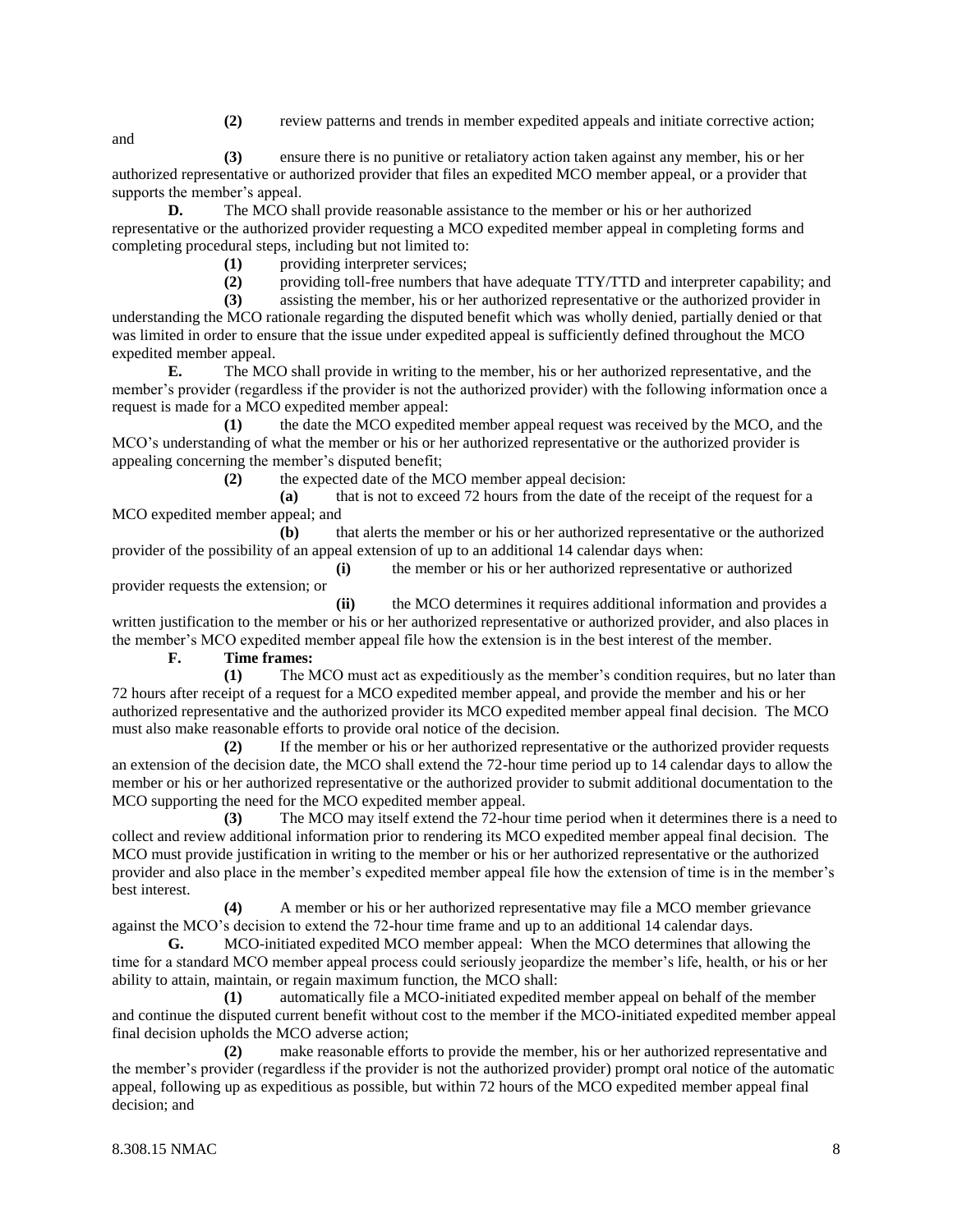**(2)** review patterns and trends in member expedited appeals and initiate corrective action; and

**(3)** ensure there is no punitive or retaliatory action taken against any member, his or her authorized representative or authorized provider that files an expedited MCO member appeal, or a provider that supports the member's appeal.

**D.** The MCO shall provide reasonable assistance to the member or his or her authorized representative or the authorized provider requesting a MCO expedited member appeal in completing forms and completing procedural steps, including but not limited to:

**(1)** providing interpreter services;

**(2)** providing toll-free numbers that have adequate TTY/TTD and interpreter capability; and

**(3)** assisting the member, his or her authorized representative or the authorized provider in understanding the MCO rationale regarding the disputed benefit which was wholly denied, partially denied or that was limited in order to ensure that the issue under expedited appeal is sufficiently defined throughout the MCO expedited member appeal.

**E.** The MCO shall provide in writing to the member, his or her authorized representative, and the member's provider (regardless if the provider is not the authorized provider) with the following information once a request is made for a MCO expedited member appeal:

**(1)** the date the MCO expedited member appeal request was received by the MCO, and the MCO's understanding of what the member or his or her authorized representative or the authorized provider is appealing concerning the member's disputed benefit;

**(2)** the expected date of the MCO member appeal decision:

**(a)** that is not to exceed 72 hours from the date of the receipt of the request for a MCO expedited member appeal; and

**(b)** that alerts the member or his or her authorized representative or the authorized provider of the possibility of an appeal extension of up to an additional 14 calendar days when:

**(i)** the member or his or her authorized representative or authorized provider requests the extension; or

**(ii)** the MCO determines it requires additional information and provides a written justification to the member or his or her authorized representative or authorized provider, and also places in the member's MCO expedited member appeal file how the extension is in the best interest of the member.

**F. Time frames:**

**(1)** The MCO must act as expeditiously as the member's condition requires, but no later than 72 hours after receipt of a request for a MCO expedited member appeal, and provide the member and his or her authorized representative and the authorized provider its MCO expedited member appeal final decision. The MCO must also make reasonable efforts to provide oral notice of the decision.

**(2)** If the member or his or her authorized representative or the authorized provider requests an extension of the decision date, the MCO shall extend the 72-hour time period up to 14 calendar days to allow the member or his or her authorized representative or the authorized provider to submit additional documentation to the MCO supporting the need for the MCO expedited member appeal.

**(3)** The MCO may itself extend the 72-hour time period when it determines there is a need to collect and review additional information prior to rendering its MCO expedited member appeal final decision. The MCO must provide justification in writing to the member or his or her authorized representative or the authorized provider and also place in the member's expedited member appeal file how the extension of time is in the member's best interest.

**(4)** A member or his or her authorized representative may file a MCO member grievance against the MCO's decision to extend the 72-hour time frame and up to an additional 14 calendar days.

**G.** MCO-initiated expedited MCO member appeal: When the MCO determines that allowing the time for a standard MCO member appeal process could seriously jeopardize the member's life, health, or his or her ability to attain, maintain, or regain maximum function, the MCO shall:

**(1)** automatically file a MCO-initiated expedited member appeal on behalf of the member and continue the disputed current benefit without cost to the member if the MCO-initiated expedited member appeal final decision upholds the MCO adverse action;

**(2)** make reasonable efforts to provide the member, his or her authorized representative and the member's provider (regardless if the provider is not the authorized provider) prompt oral notice of the automatic appeal, following up as expeditious as possible, but within 72 hours of the MCO expedited member appeal final decision; and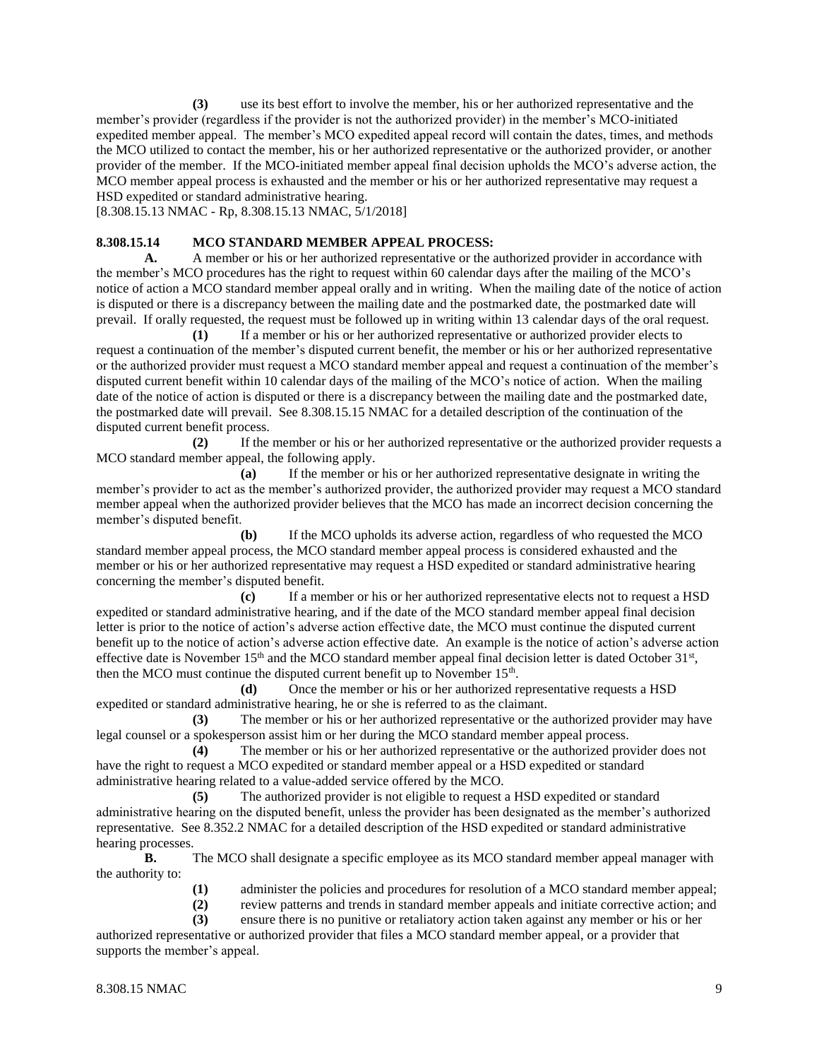**(3)** use its best effort to involve the member, his or her authorized representative and the member's provider (regardless if the provider is not the authorized provider) in the member's MCO-initiated expedited member appeal. The member's MCO expedited appeal record will contain the dates, times, and methods the MCO utilized to contact the member, his or her authorized representative or the authorized provider, or another provider of the member. If the MCO-initiated member appeal final decision upholds the MCO's adverse action, the MCO member appeal process is exhausted and the member or his or her authorized representative may request a HSD expedited or standard administrative hearing.

[8.308.15.13 NMAC - Rp, 8.308.15.13 NMAC, 5/1/2018]

**8.308.15.14 MCO STANDARD MEMBER APPEAL PROCESS:**

**A.** A member or his or her authorized representative or the authorized provider in accordance with the member's MCO procedures has the right to request within 60 calendar days after the mailing of the MCO's notice of action a MCO standard member appeal orally and in writing. When the mailing date of the notice of action is disputed or there is a discrepancy between the mailing date and the postmarked date, the postmarked date will prevail. If orally requested, the request must be followed up in writing within 13 calendar days of the oral request.

**(1)** If a member or his or her authorized representative or authorized provider elects to request a continuation of the member's disputed current benefit, the member or his or her authorized representative or the authorized provider must request a MCO standard member appeal and request a continuation of the member's disputed current benefit within 10 calendar days of the mailing of the MCO's notice of action. When the mailing date of the notice of action is disputed or there is a discrepancy between the mailing date and the postmarked date, the postmarked date will prevail. See 8.308.15.15 NMAC for a detailed description of the continuation of the disputed current benefit process.

**(2)** If the member or his or her authorized representative or the authorized provider requests a MCO standard member appeal, the following apply.

**(a)** If the member or his or her authorized representative designate in writing the member's provider to act as the member's authorized provider, the authorized provider may request a MCO standard member appeal when the authorized provider believes that the MCO has made an incorrect decision concerning the member's disputed benefit.

**(b)** If the MCO upholds its adverse action, regardless of who requested the MCO standard member appeal process, the MCO standard member appeal process is considered exhausted and the member or his or her authorized representative may request a HSD expedited or standard administrative hearing concerning the member's disputed benefit.

**(c)** If a member or his or her authorized representative elects not to request a HSD expedited or standard administrative hearing, and if the date of the MCO standard member appeal final decision letter is prior to the notice of action's adverse action effective date, the MCO must continue the disputed current benefit up to the notice of action's adverse action effective date. An example is the notice of action's adverse action effective date is November 15th and the MCO standard member appeal final decision letter is dated October 31st, then the MCO must continue the disputed current benefit up to November 15th.

**(d)** Once the member or his or her authorized representative requests a HSD expedited or standard administrative hearing, he or she is referred to as the claimant.

**(3)** The member or his or her authorized representative or the authorized provider may have legal counsel or a spokesperson assist him or her during the MCO standard member appeal process.

**(4)** The member or his or her authorized representative or the authorized provider does not have the right to request a MCO expedited or standard member appeal or a HSD expedited or standard administrative hearing related to a value-added service offered by the MCO.

**(5)** The authorized provider is not eligible to request a HSD expedited or standard administrative hearing on the disputed benefit, unless the provider has been designated as the member's authorized representative. See 8.352.2 NMAC for a detailed description of the HSD expedited or standard administrative hearing processes.

**B.** The MCO shall designate a specific employee as its MCO standard member appeal manager with the authority to:

**(1)** administer the policies and procedures for resolution of a MCO standard member appeal;

**(2)** review patterns and trends in standard member appeals and initiate corrective action; and

**(3)** ensure there is no punitive or retaliatory action taken against any member or his or her authorized representative or authorized provider that files a MCO standard member appeal, or a provider that supports the member's appeal.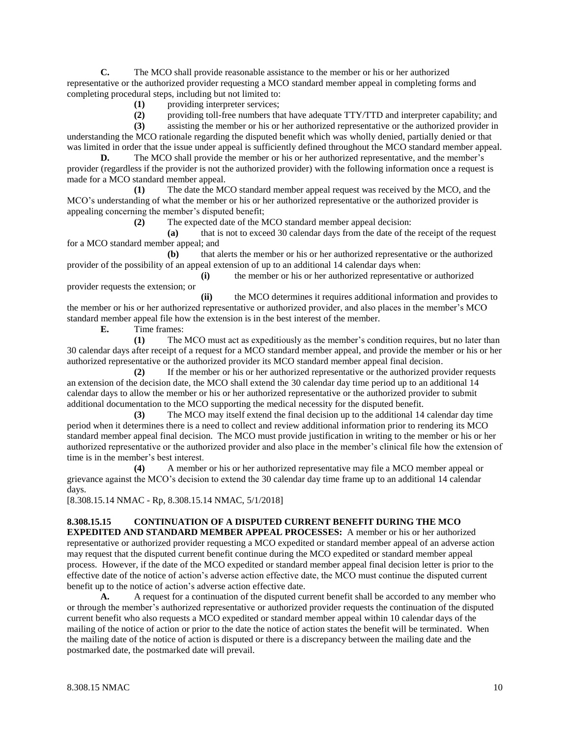**C.** The MCO shall provide reasonable assistance to the member or his or her authorized representative or the authorized provider requesting a MCO standard member appeal in completing forms and completing procedural steps, including but not limited to:

**(1)** providing interpreter services;

**(2)** providing toll-free numbers that have adequate TTY/TTD and interpreter capability; and

**(3)** assisting the member or his or her authorized representative or the authorized provider in understanding the MCO rationale regarding the disputed benefit which was wholly denied, partially denied or that was limited in order that the issue under appeal is sufficiently defined throughout the MCO standard member appeal.

**D.** The MCO shall provide the member or his or her authorized representative, and the member's provider (regardless if the provider is not the authorized provider) with the following information once a request is made for a MCO standard member appeal.

**(1)** The date the MCO standard member appeal request was received by the MCO, and the MCO's understanding of what the member or his or her authorized representative or the authorized provider is appealing concerning the member's disputed benefit;

**(2)** The expected date of the MCO standard member appeal decision:

**(a)** that is not to exceed 30 calendar days from the date of the receipt of the request for a MCO standard member appeal; and

**(b)** that alerts the member or his or her authorized representative or the authorized provider of the possibility of an appeal extension of up to an additional 14 calendar days when:

**(i)** the member or his or her authorized representative or authorized provider requests the extension; or

**(ii)** the MCO determines it requires additional information and provides to the member or his or her authorized representative or authorized provider, and also places in the member's MCO standard member appeal file how the extension is in the best interest of the member.

**E.** Time frames:

**(1)** The MCO must act as expeditiously as the member's condition requires, but no later than 30 calendar days after receipt of a request for a MCO standard member appeal, and provide the member or his or her authorized representative or the authorized provider its MCO standard member appeal final decision.

**(2)** If the member or his or her authorized representative or the authorized provider requests an extension of the decision date, the MCO shall extend the 30 calendar day time period up to an additional 14 calendar days to allow the member or his or her authorized representative or the authorized provider to submit additional documentation to the MCO supporting the medical necessity for the disputed benefit.

**(3)** The MCO may itself extend the final decision up to the additional 14 calendar day time period when it determines there is a need to collect and review additional information prior to rendering its MCO standard member appeal final decision. The MCO must provide justification in writing to the member or his or her authorized representative or the authorized provider and also place in the member's clinical file how the extension of time is in the member's best interest.

**(4)** A member or his or her authorized representative may file a MCO member appeal or grievance against the MCO's decision to extend the 30 calendar day time frame up to an additional 14 calendar days.

[8.308.15.14 NMAC - Rp, 8.308.15.14 NMAC, 5/1/2018]

**8.308.15.15 CONTINUATION OF A DISPUTED CURRENT BENEFIT DURING THE MCO EXPEDITED AND STANDARD MEMBER APPEAL PROCESSES:** A member or his or her authorized representative or authorized provider requesting a MCO expedited or standard member appeal of an adverse action may request that the disputed current benefit continue during the MCO expedited or standard member appeal process. However, if the date of the MCO expedited or standard member appeal final decision letter is prior to the effective date of the notice of action's adverse action effective date, the MCO must continue the disputed current benefit up to the notice of action's adverse action effective date.

**A.** A request for a continuation of the disputed current benefit shall be accorded to any member who or through the member's authorized representative or authorized provider requests the continuation of the disputed current benefit who also requests a MCO expedited or standard member appeal within 10 calendar days of the mailing of the notice of action or prior to the date the notice of action states the benefit will be terminated. When the mailing date of the notice of action is disputed or there is a discrepancy between the mailing date and the postmarked date, the postmarked date will prevail.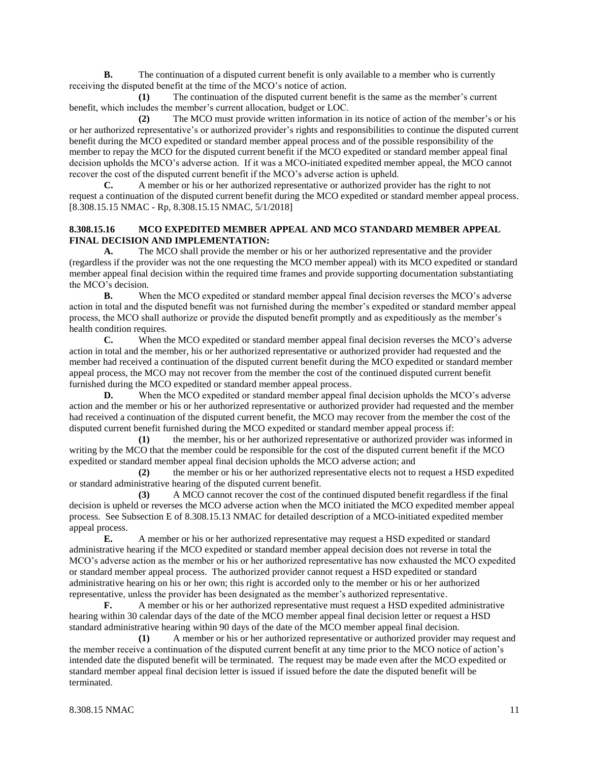**B.** The continuation of a disputed current benefit is only available to a member who is currently receiving the disputed benefit at the time of the MCO's notice of action.

**(1)** The continuation of the disputed current benefit is the same as the member's current benefit, which includes the member's current allocation, budget or LOC.

**(2)** The MCO must provide written information in its notice of action of the member's or his or her authorized representative's or authorized provider's rights and responsibilities to continue the disputed current benefit during the MCO expedited or standard member appeal process and of the possible responsibility of the member to repay the MCO for the disputed current benefit if the MCO expedited or standard member appeal final decision upholds the MCO's adverse action. If it was a MCO-initiated expedited member appeal, the MCO cannot recover the cost of the disputed current benefit if the MCO's adverse action is upheld.

**C.** A member or his or her authorized representative or authorized provider has the right to not request a continuation of the disputed current benefit during the MCO expedited or standard member appeal process.
[8.308.15.15 NMAC - Rp, 8.308.15.15 NMAC, 5/1/2018]

**8.308.15.16 MCO EXPEDITED MEMBER APPEAL AND MCO STANDARD MEMBER APPEAL FINAL DECISION AND IMPLEMENTATION:**

**A.** The MCO shall provide the member or his or her authorized representative and the provider (regardless if the provider was not the one requesting the MCO member appeal) with its MCO expedited or standard member appeal final decision within the required time frames and provide supporting documentation substantiating the MCO's decision.

**B.** When the MCO expedited or standard member appeal final decision reverses the MCO's adverse action in total and the disputed benefit was not furnished during the member's expedited or standard member appeal process, the MCO shall authorize or provide the disputed benefit promptly and as expeditiously as the member's health condition requires.

**C.** When the MCO expedited or standard member appeal final decision reverses the MCO's adverse action in total and the member, his or her authorized representative or authorized provider had requested and the member had received a continuation of the disputed current benefit during the MCO expedited or standard member appeal process, the MCO may not recover from the member the cost of the continued disputed current benefit furnished during the MCO expedited or standard member appeal process.

**D.** When the MCO expedited or standard member appeal final decision upholds the MCO's adverse action and the member or his or her authorized representative or authorized provider had requested and the member had received a continuation of the disputed current benefit, the MCO may recover from the member the cost of the disputed current benefit furnished during the MCO expedited or standard member appeal process if:

**(1)** the member, his or her authorized representative or authorized provider was informed in writing by the MCO that the member could be responsible for the cost of the disputed current benefit if the MCO expedited or standard member appeal final decision upholds the MCO adverse action; and

**(2)** the member or his or her authorized representative elects not to request a HSD expedited or standard administrative hearing of the disputed current benefit.

**(3)** A MCO cannot recover the cost of the continued disputed benefit regardless if the final decision is upheld or reverses the MCO adverse action when the MCO initiated the MCO expedited member appeal process. See Subsection E of 8.308.15.13 NMAC for detailed description of a MCO-initiated expedited member appeal process.

**E.** A member or his or her authorized representative may request a HSD expedited or standard administrative hearing if the MCO expedited or standard member appeal decision does not reverse in total the MCO's adverse action as the member or his or her authorized representative has now exhausted the MCO expedited or standard member appeal process. The authorized provider cannot request a HSD expedited or standard administrative hearing on his or her own; this right is accorded only to the member or his or her authorized representative, unless the provider has been designated as the member's authorized representative.

**F.** A member or his or her authorized representative must request a HSD expedited administrative hearing within 30 calendar days of the date of the MCO member appeal final decision letter or request a HSD standard administrative hearing within 90 days of the date of the MCO member appeal final decision.

**(1)** A member or his or her authorized representative or authorized provider may request and the member receive a continuation of the disputed current benefit at any time prior to the MCO notice of action's intended date the disputed benefit will be terminated. The request may be made even after the MCO expedited or standard member appeal final decision letter is issued if issued before the date the disputed benefit will be terminated.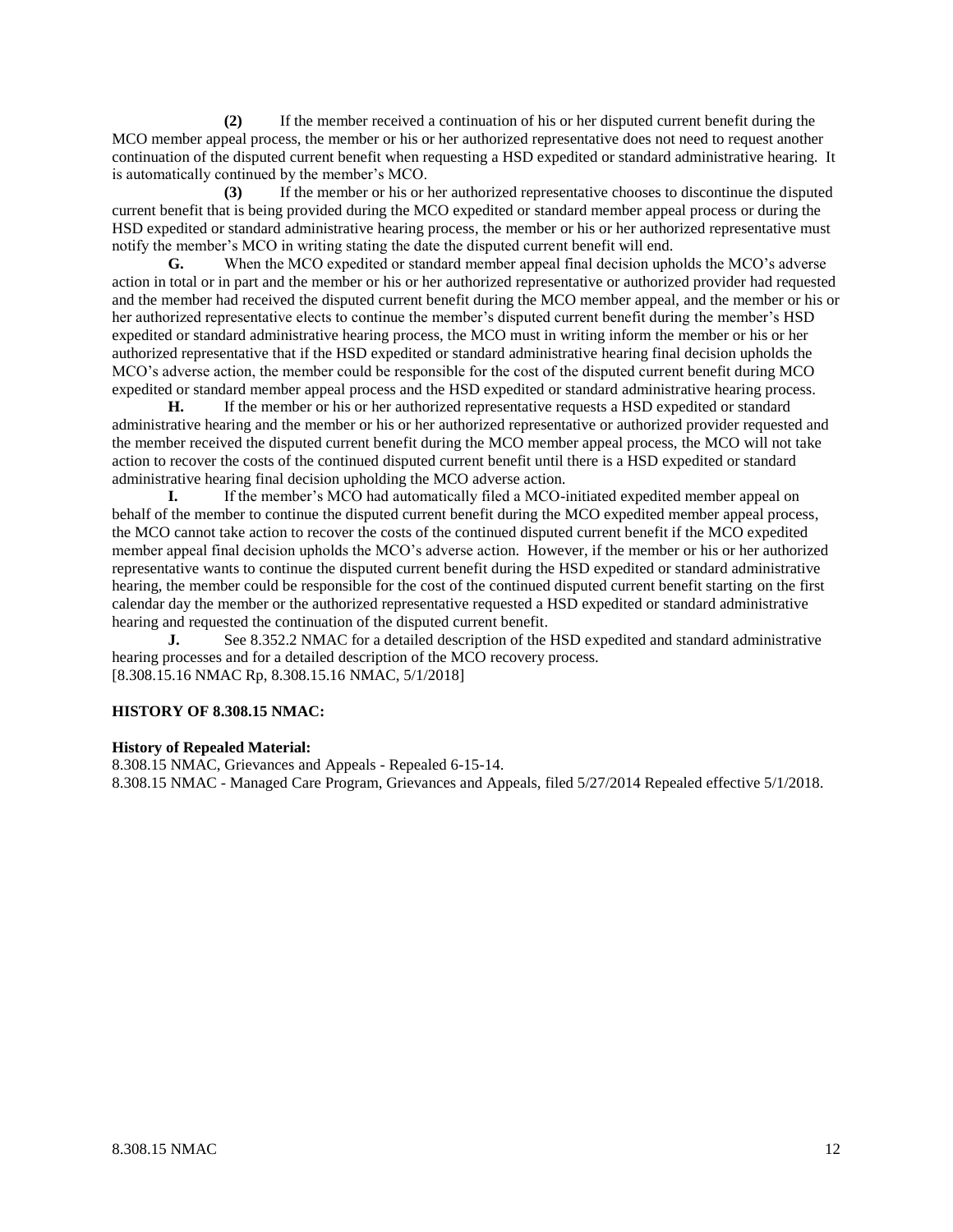**(2)** If the member received a continuation of his or her disputed current benefit during the MCO member appeal process, the member or his or her authorized representative does not need to request another continuation of the disputed current benefit when requesting a HSD expedited or standard administrative hearing. It is automatically continued by the member's MCO.

**(3)** If the member or his or her authorized representative chooses to discontinue the disputed current benefit that is being provided during the MCO expedited or standard member appeal process or during the HSD expedited or standard administrative hearing process, the member or his or her authorized representative must notify the member's MCO in writing stating the date the disputed current benefit will end.

**G.** When the MCO expedited or standard member appeal final decision upholds the MCO's adverse action in total or in part and the member or his or her authorized representative or authorized provider had requested and the member had received the disputed current benefit during the MCO member appeal, and the member or his or her authorized representative elects to continue the member's disputed current benefit during the member's HSD expedited or standard administrative hearing process, the MCO must in writing inform the member or his or her authorized representative that if the HSD expedited or standard administrative hearing final decision upholds the MCO's adverse action, the member could be responsible for the cost of the disputed current benefit during MCO expedited or standard member appeal process and the HSD expedited or standard administrative hearing process.

**H.** If the member or his or her authorized representative requests a HSD expedited or standard administrative hearing and the member or his or her authorized representative or authorized provider requested and the member received the disputed current benefit during the MCO member appeal process, the MCO will not take action to recover the costs of the continued disputed current benefit until there is a HSD expedited or standard administrative hearing final decision upholding the MCO adverse action.

**I.** If the member's MCO had automatically filed a MCO-initiated expedited member appeal on behalf of the member to continue the disputed current benefit during the MCO expedited member appeal process, the MCO cannot take action to recover the costs of the continued disputed current benefit if the MCO expedited member appeal final decision upholds the MCO's adverse action. However, if the member or his or her authorized representative wants to continue the disputed current benefit during the HSD expedited or standard administrative hearing, the member could be responsible for the cost of the continued disputed current benefit starting on the first calendar day the member or the authorized representative requested a HSD expedited or standard administrative hearing and requested the continuation of the disputed current benefit.

**J.** See 8.352.2 NMAC for a detailed description of the HSD expedited and standard administrative hearing processes and for a detailed description of the MCO recovery process.

[8.308.15.16 NMAC Rp, 8.308.15.16 NMAC, 5/1/2018]

**HISTORY OF 8.308.15 NMAC:**

**History of Repealed Material:**

8.308.15 NMAC, Grievances and Appeals - Repealed 6-15-14.

8.308.15 NMAC - Managed Care Program, Grievances and Appeals, filed 5/27/2014 Repealed effective 5/1/2018.